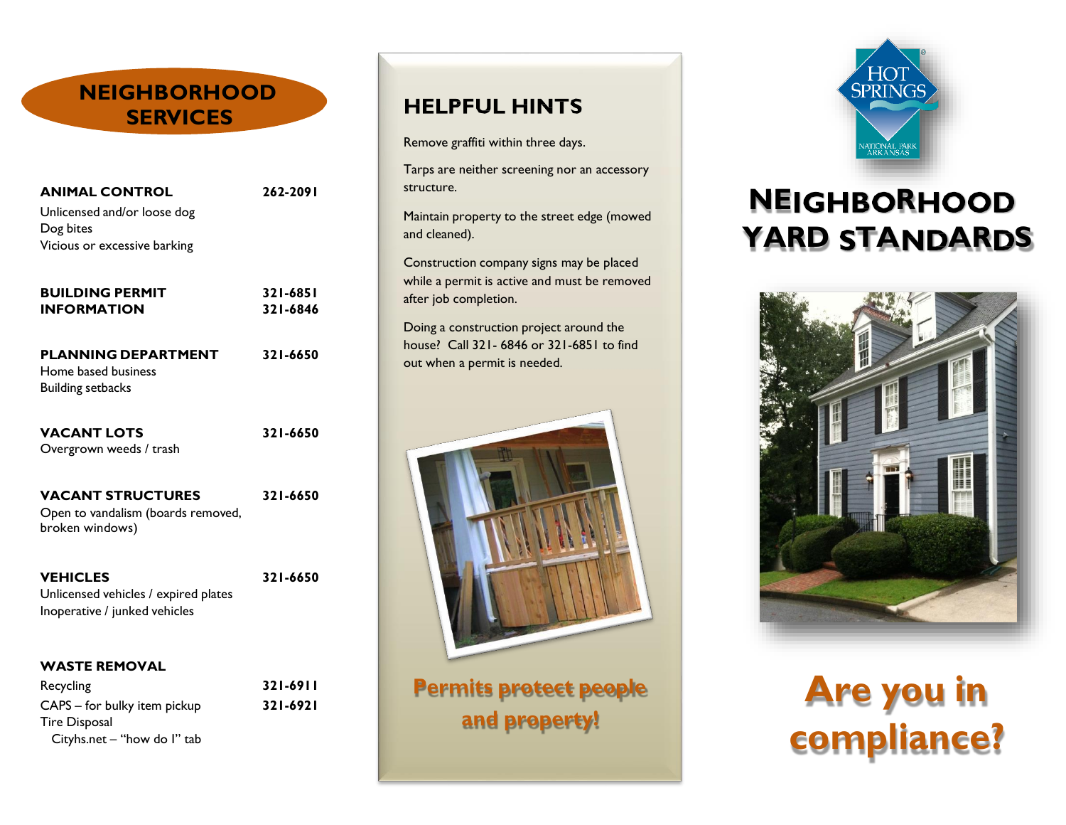# NEIGHBORHOOD SERVICES

**ANIMAL CONTROL** 262-2091

Unlicensed and/or loose dog
Dog bites
Vicious or excessive barking

**BUILDING PERMIT INFORMATION** 321-6851
321-6846

**PLANNING DEPARTMENT** 321-6650

Home based business
Building setbacks

**VACANT LOTS** 321-6650

Overgrown weeds / trash

**VACANT STRUCTURES** 321-6650

Open to vandalism (boards removed, broken windows)

**VEHICLES** 321-6650

Unlicensed vehicles / expired plates
Inoperative / junked vehicles

**WASTE REMOVAL**

Recycling 321-6911
CAPS – for bulky item pickup 321-6921
Tire Disposal
Cityhs.net – "how do I" tab

## HELPFUL HINTS

Remove graffiti within three days.

Tarps are neither screening nor an accessory structure.

Maintain property to the street edge (mowed and cleaned).

Construction company signs may be placed while a permit is active and must be removed after job completion.

Doing a construction project around the house? Call 321- 6846 or 321-6851 to find out when a permit is needed.

**Permits protect people and property!**

HOT SPRINGS
NATIONAL PARK ARKANSAS

# NEIGHBORHOOD YARD STANDARDS

## Are you in compliance?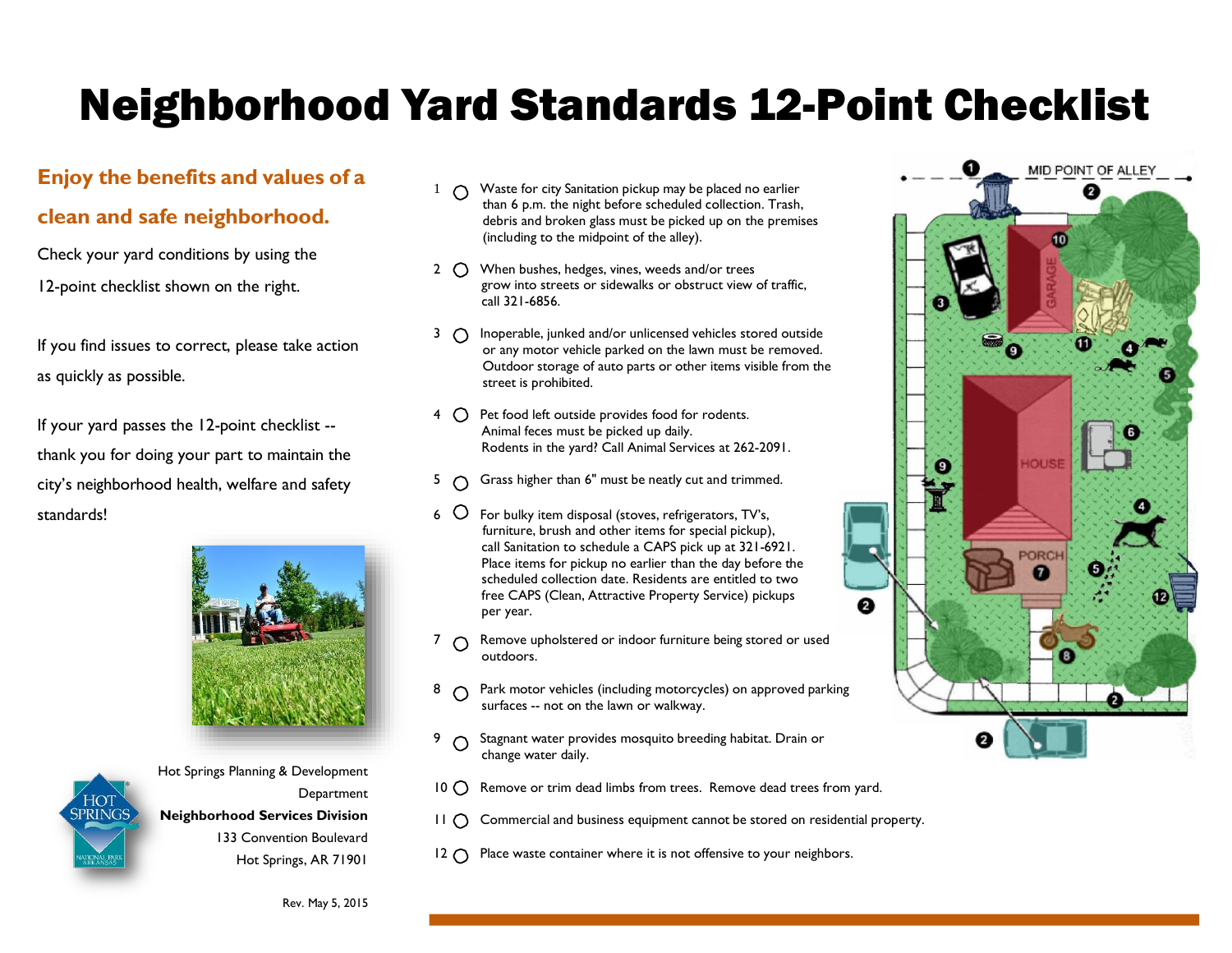# Neighborhood Yard Standards 12-Point Checklist

## Enjoy the benefits and values of a clean and safe neighborhood.

Check your yard conditions by using the 12-point checklist shown on the right.

If you find issues to correct, please take action as quickly as possible.

If your yard passes the 12-point checklist -- thank you for doing your part to maintain the city's neighborhood health, welfare and safety standards!

Hot Springs Planning & Development Department
**Neighborhood Services Division**
133 Convention Boulevard
Hot Springs, AR 71901

Rev. May 5, 2015

1. ○ Waste for city Sanitation pickup may be placed no earlier than 6 p.m. the night before scheduled collection. Trash, debris and broken glass must be picked up on the premises (including to the midpoint of the alley).
2. ○ When bushes, hedges, vines, weeds and/or trees grow into streets or sidewalks or obstruct view of traffic, call 321-6856.
3. ○ Inoperable, junked and/or unlicensed vehicles stored outside or any motor vehicle parked on the lawn must be removed. Outdoor storage of auto parts or other items visible from the street is prohibited.
4. ○ Pet food left outside provides food for rodents. Animal feces must be picked up daily. Rodents in the yard? Call Animal Services at 262-2091.
5. ○ Grass higher than 6" must be neatly cut and trimmed.
6. ○ For bulky item disposal (stoves, refrigerators, TV's, furniture, brush and other items for special pickup), call Sanitation to schedule a CAPS pick up at 321-6921. Place items for pickup no earlier than the day before the scheduled collection date. Residents are entitled to two free CAPS (Clean, Attractive Property Service) pickups per year.
7. ○ Remove upholstered or indoor furniture being stored or used outdoors.
8. ○ Park motor vehicles (including motorcycles) on approved parking surfaces -- not on the lawn or walkway.
9. ○ Stagnant water provides mosquito breeding habitat. Drain or change water daily.
10. ○ Remove or trim dead limbs from trees. Remove dead trees from yard.
11. ○ Commercial and business equipment cannot be stored on residential property.
12. ○ Place waste container where it is not offensive to your neighbors.

MID POINT OF ALLEY
GARAGE
HOUSE
PORCH